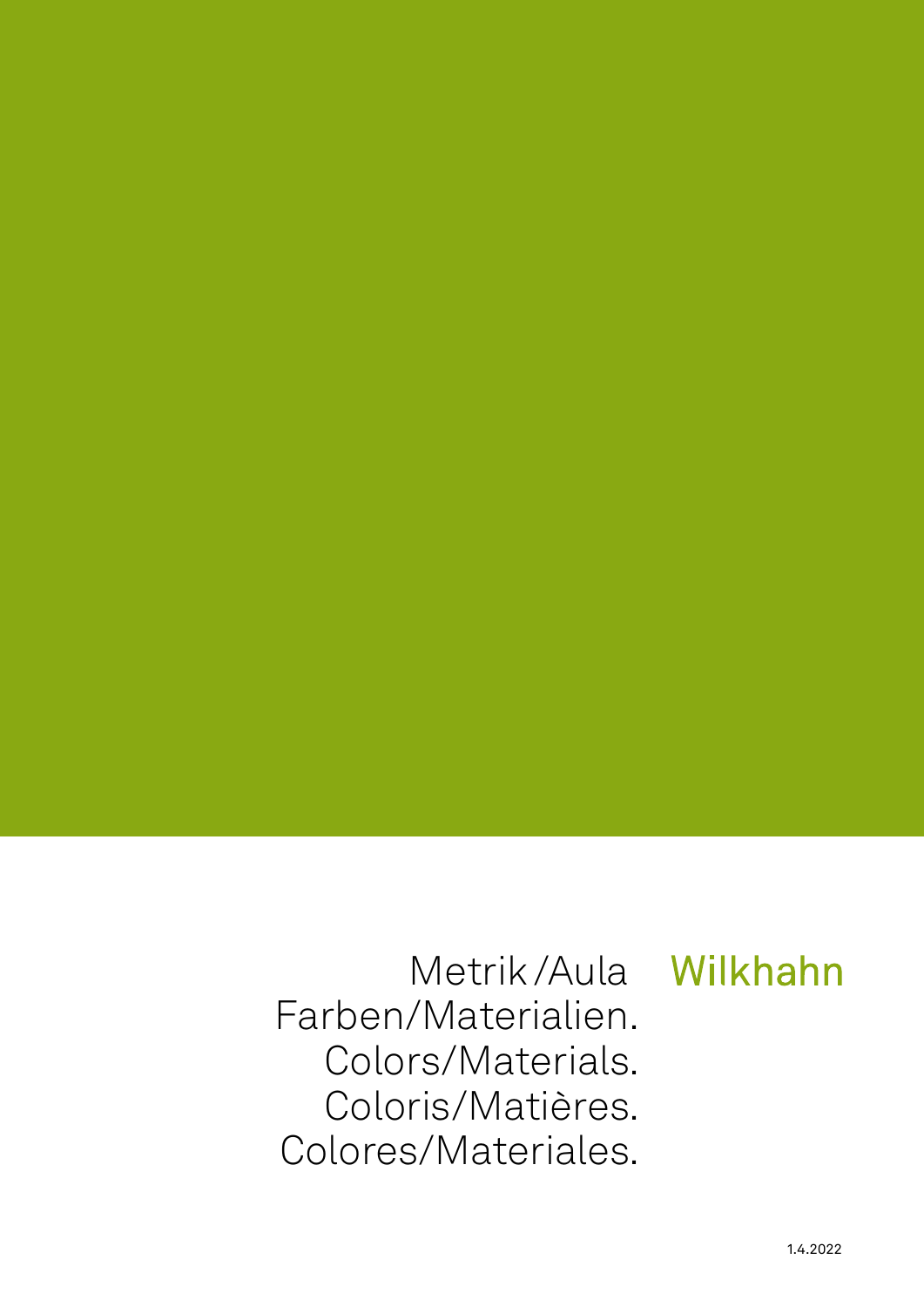# Metrik/Aula

Wilkhahn

Farben/Materialien.
Colors/Materials.
Coloris/Matières.
Colores/Materiales.

1.4.2022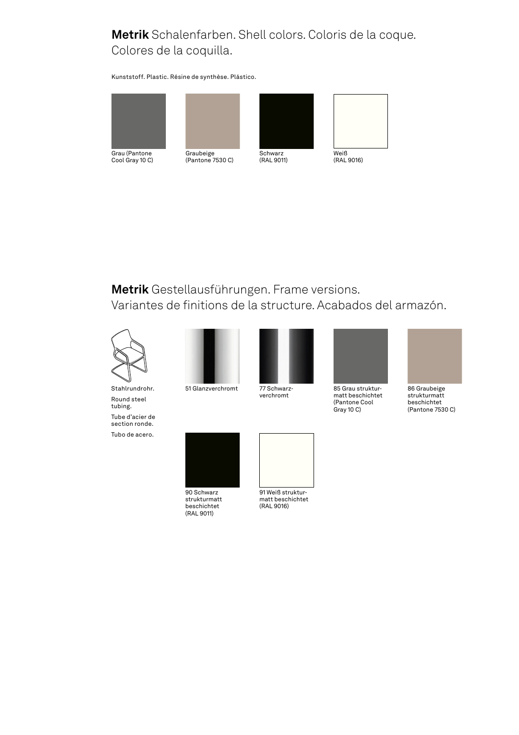## **Metrik** Schalenfarben. Shell colors. Coloris de la coque. Colores de la coquilla.

Kunststoff. Plastic. Résine de synthèse. Plástico.

- Grau (Pantone Cool Gray 10 C)
- Graubeige (Pantone 7530 C)
- Schwarz (RAL 9011)
- Weiß (RAL 9016)

## **Metrik** Gestellausführungen. Frame versions. Variantes de finitions de la structure. Acabados del armazón.

Stahlrundrohr.

Round steel tubing.

Tube d'acier de section ronde.

Tubo de acero.

- 51 Glanzverchromt
- 77 Schwarz-verchromt
- 85 Grau strukturmatt beschichtet (Pantone Cool Gray 10 C)
- 86 Graubeige strukturmatt beschichtet (Pantone 7530 C)
- 90 Schwarz strukturmatt beschichtet (RAL 9011)
- 91 Weiß strukturmatt beschichtet (RAL 9016)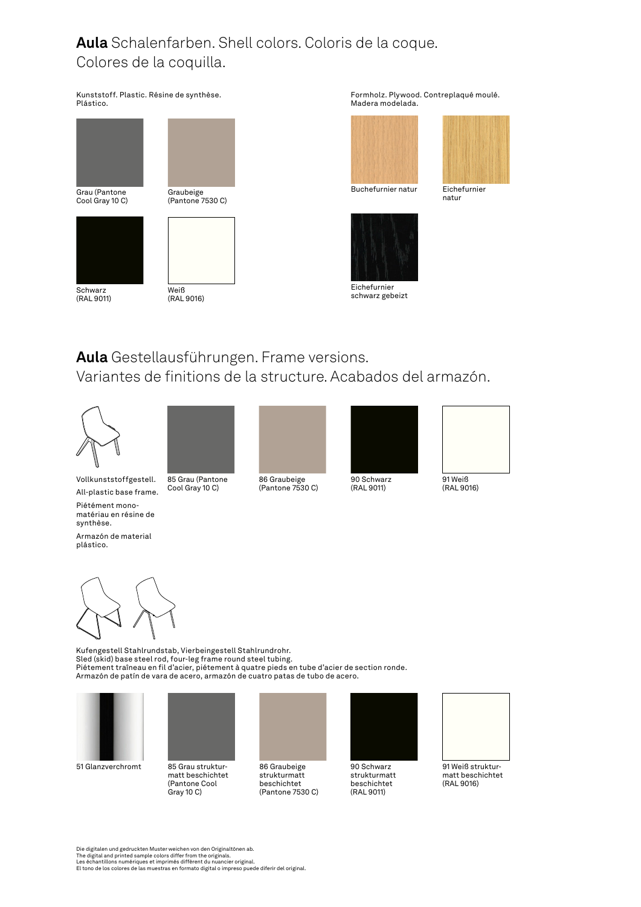## **Aula** Schalenfarben. Shell colors. Coloris de la coque. Colores de la coquilla.

Kunststoff. Plastic. Résine de synthèse. Plástico.

- Grau (Pantone Cool Gray 10 C)
- Graubeige (Pantone 7530 C)
- Schwarz (RAL 9011)
- Weiß (RAL 9016)

Formholz. Plywood. Contreplaqué moulé. Madera modelada.

- Buchefurnier natur
- Eichefurnier natur
- Eichefurnier schwarz gebeizt

## **Aula** Gestellausführungen. Frame versions. Variantes de finitions de la structure. Acabados del armazón.

Vollkunststoffgestell.

All-plastic base frame.

Piétément mono-matériau en résine de synthèse.

Armazón de material plástico.

- 85 Grau (Pantone Cool Gray 10 C)
- 86 Graubeige (Pantone 7530 C)
- 90 Schwarz (RAL 9011)
- 91 Weiß (RAL 9016)

Kufengestell Stahlrundstab, Vierbeingestell Stahlrundrohr.
Sled (skid) base steel rod, four-leg frame round steel tubing.
Piétement traîneau en fil d'acier, piétement à quatre pieds en tube d'acier de section ronde.
Armazón de patín de vara de acero, armazón de cuatro patas de tubo de acero.

- 51 Glanzverchromt
- 85 Grau strukturmatt beschichtet (Pantone Cool Gray 10 C)
- 86 Graubeige strukturmatt beschichtet (Pantone 7530 C)
- 90 Schwarz strukturmatt beschichtet (RAL 9011)
- 91 Weiß strukturmatt beschichtet (RAL 9016)

Die digitalen und gedruckten Muster weichen von den Originaltönen ab.
The digital and printed sample colors differ from the originals.
Les échantillons numériques et imprimés diffèrent du nuancier original.
El tono de los colores de las muestras en formato digital o impreso puede diferir del original.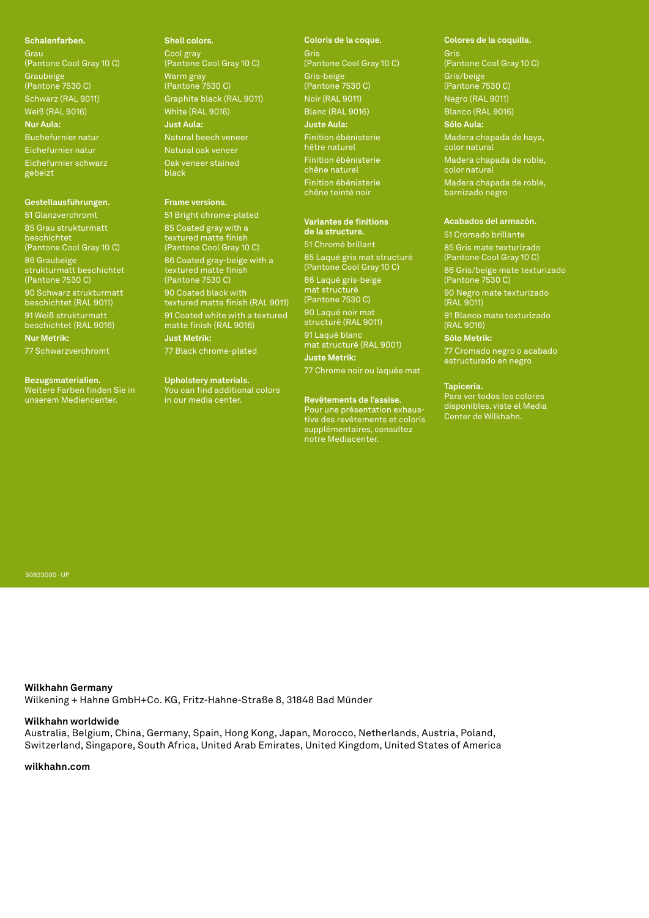**Schalenfarben.**

Grau
(Pantone Cool Gray 10 C)

Graubeige
(Pantone 7530 C)

Schwarz (RAL 9011)

Weiß (RAL 9016)

**Nur Aula:**

Buchefurnier natur

Eichefurnier natur

Eichefurnier schwarz gebeizt

**Gestellausführungen.**

51 Glanzverchromt

85 Grau strukturmatt beschichtet
(Pantone Cool Gray 10 C)

86 Graubeige strukturmatt beschichtet
(Pantone 7530 C)

90 Schwarz strukturmatt beschichtet (RAL 9011)

91 Weiß strukturmatt beschichtet (RAL 9016)

**Nur Metrik:**

77 Schwarzverchromt

**Bezugsmaterialien.**
Weitere Farben finden Sie in unserem Mediencenter.

**Shell colors.**

Cool gray
(Pantone Cool Gray 10 C)

Warm gray
(Pantone 7530 C)

Graphite black (RAL 9011)

White (RAL 9016)

**Just Aula:**

Natural beech veneer

Natural oak veneer

Oak veneer stained black

**Frame versions.**

51 Bright chrome-plated

85 Coated gray with a textured matte finish
(Pantone Cool Gray 10 C)

86 Coated gray-beige with a textured matte finish
(Pantone 7530 C)

90 Coated black with textured matte finish (RAL 9011)

91 Coated white with a textured matte finish (RAL 9016)

**Just Metrik:**

77 Black chrome-plated

**Upholstery materials.**
You can find additional colors in our media center.

**Coloris de la coque.**

Gris
(Pantone Cool Gray 10 C)

Gris-beige
(Pantone 7530 C)

Noir (RAL 9011)

Blanc (RAL 9016)

**Juste Aula:**

Finition ébénisterie hêtre naturel

Finition ébénisterie chêne naturel

Finition ébénisterie chêne teinté noir

**Variantes de finitions de la structure.**

51 Chromé brillant

85 Laqué gris mat structuré
(Pantone Cool Gray 10 C)

86 Laqué gris-beige mat structuré
(Pantone 7530 C)

90 Laqué noir mat structuré (RAL 9011)

91 Laqué blanc mat structuré (RAL 9001)

**Juste Metrik:**

77 Chrome noir ou laquée mat

**Revêtements de l'assise.**
Pour une présentation exhaustive des revêtements et coloris supplémentaires, consultez notre Mediacenter.

**Colores de la coquilla.**

Gris
(Pantone Cool Gray 10 C)

Gris/beige
(Pantone 7530 C)

Negro (RAL 9011)

Blanco (RAL 9016)

**Sólo Aula:**

Madera chapada de haya, color natural

Madera chapada de roble, color natural

Madera chapada de roble, barnizado negro

**Acabados del armazón.**

51 Cromado brillante

85 Gris mate texturizado
(Pantone Cool Gray 10 C)

86 Gris/beige mate texturizado
(Pantone 7530 C)

90 Negro mate texturizado
(RAL 9011)

91 Blanco mate texturizado
(RAL 9016)

**Sólo Metrik:**

77 Cromado negro o acabado estructurado en negro

**Tapicería.**
Para ver todos los colores disponibles, viste el Media Center de Wilkhahn.

50833000 - UP

**Wilkhahn Germany**
Wilkening + Hahne GmbH+Co. KG, Fritz-Hahne-Straße 8, 31848 Bad Münder

**Wilkhahn worldwide**
Australia, Belgium, China, Germany, Spain, Hong Kong, Japan, Morocco, Netherlands, Austria, Poland, Switzerland, Singapore, South Africa, United Arab Emirates, United Kingdom, United States of America

**wilkhahn.com**